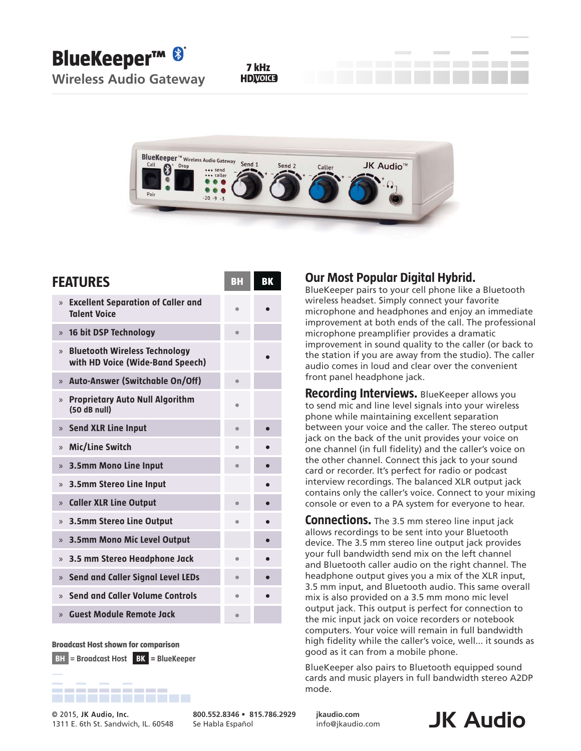# BlueKeeper™

## Wireless Audio Gateway

7 kHz HD VOICE

## FEATURES

| Feature | BH | BK |
|---|---|---|
| » Excellent Separation of Caller and Talent Voice | • | • |
| » 16 bit DSP Technology | • | |
| » Bluetooth Wireless Technology with HD Voice (Wide-Band Speech) | | • |
| » Auto-Answer (Switchable On/Off) | • | |
| » Proprietary Auto Null Algorithm (50 dB null) | • | |
| » Send XLR Line Input | • | • |
| » Mic/Line Switch | • | • |
| » 3.5mm Mono Line Input | • | • |
| » 3.5mm Stereo Line Input | | • |
| » Caller XLR Line Output | • | • |
| » 3.5mm Stereo Line Output | • | • |
| » 3.5mm Mono Mic Level Output | | • |
| » 3.5 mm Stereo Headphone Jack | • | • |
| » Send and Caller Signal Level LEDs | • | • |
| » Send and Caller Volume Controls | • | • |
| » Guest Module Remote Jack | • | |

**Broadcast Host shown for comparison**

**BH** = Broadcast Host **BK** = BlueKeeper

## Our Most Popular Digital Hybrid.

BlueKeeper pairs to your cell phone like a Bluetooth wireless headset. Simply connect your favorite microphone and headphones and enjoy an immediate improvement at both ends of the call. The professional microphone preamplifier provides a dramatic improvement in sound quality to the caller (or back to the station if you are away from the studio). The caller audio comes in loud and clear over the convenient front panel headphone jack.

**Recording Interviews.** BlueKeeper allows you to send mic and line level signals into your wireless phone while maintaining excellent separation between your voice and the caller. The stereo output jack on the back of the unit provides your voice on one channel (in full fidelity) and the caller's voice on the other channel. Connect this jack to your sound card or recorder. It's perfect for radio or podcast interview recordings. The balanced XLR output jack contains only the caller's voice. Connect to your mixing console or even to a PA system for everyone to hear.

**Connections.** The 3.5 mm stereo line input jack allows recordings to be sent into your Bluetooth device. The 3.5 mm stereo line output jack provides your full bandwidth send mix on the left channel and Bluetooth caller audio on the right channel. The headphone output gives you a mix of the XLR input, 3.5 mm input, and Bluetooth audio. This same overall mix is also provided on a 3.5 mm mono mic level output jack. This output is perfect for connection to the mic input jack on voice recorders or notebook computers. Your voice will remain in full bandwidth high fidelity while the caller's voice, well... it sounds as good as it can from a mobile phone.

BlueKeeper also pairs to Bluetooth equipped sound cards and music players in full bandwidth stereo A2DP mode.

© 2015, JK Audio, Inc.
1311 E. 6th St. Sandwich, IL. 60548

800.552.8346 • 815.786.2929
Se Habla Español

jkaudio.com
info@jkaudio.com

JK Audio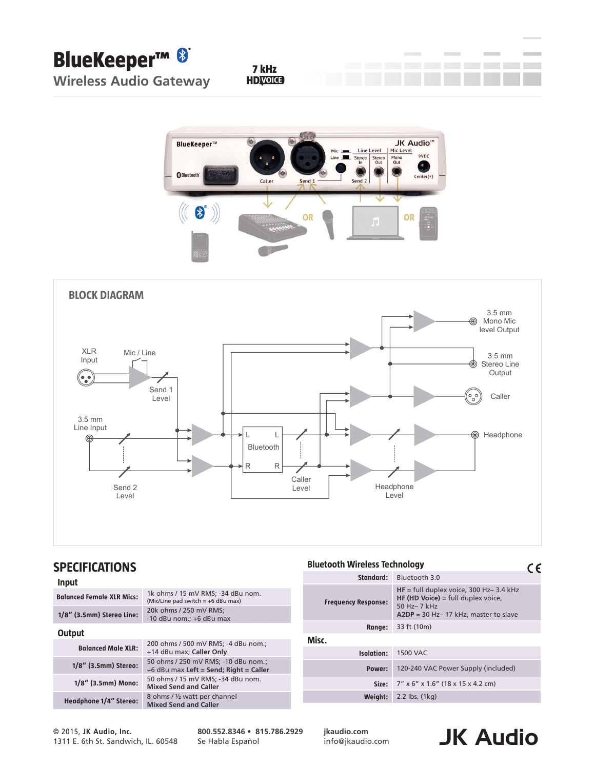# BlueKeeper™

## Wireless Audio Gateway

7 kHz HD VOICE

BlueKeeper™ Bluetooth Caller Send 1 Mic Line Line Level Stereo In Stereo Out Mic Level Mono Out Send 2 JK Audio™ 9VDC Center(+)

OR OR

## BLOCK DIAGRAM

XLR Input
Mic / Line
Send 1 Level
3.5 mm Line Input
Send 2 Level
Bluetooth L L R R
Caller Level
Headphone Level
3.5 mm Mono Mic level Output
3.5 mm Stereo Line Output
Caller
Headphone

## SPECIFICATIONS

### Input

| | |
|---|---|
| **Balanced Female XLR Mics:** | 1k ohms / 15 mV RMS; -34 dBu nom. (Mic/Line pad switch = +6 dBu max) |
| **1/8" (3.5mm) Stereo Line:** | 20k ohms / 250 mV RMS; -10 dBu nom.; +6 dBu max |

### Output

| | |
|---|---|
| **Balanced Male XLR:** | 200 ohms / 500 mV RMS; -4 dBu nom.; +14 dBu max; **Caller Only** |
| **1/8" (3.5mm) Stereo:** | 50 ohms / 250 mV RMS; -10 dBu nom.; +6 dBu max **Left = Send; Right = Caller** |
| **1/8" (3.5mm) Mono:** | 50 ohms / 15 mV RMS; -34 dBu nom. **Mixed Send and Caller** |
| **Headphone 1/4" Stereo:** | 8 ohms / ½ watt per channel **Mixed Send and Caller** |

### Bluetooth Wireless Technology

| | |
|---|---|
| **Standard:** | Bluetooth 3.0 |
| **Frequency Response:** | **HF** = full duplex voice, 300 Hz– 3.4 kHz<br>**HF (HD Voice)** = full duplex voice, 50 Hz– 7 kHz<br>**A2DP** = 30 Hz– 17 kHz, master to slave |
| **Range:** | 33 ft (10m) |

### Misc.

| | |
|---|---|
| **Isolation:** | 1500 VAC |
| **Power:** | 120-240 VAC Power Supply (included) |
| **Size:** | 7" x 6" x 1.6" (18 x 15 x 4.2 cm) |
| **Weight:** | 2.2 lbs. (1kg) |

© 2015, **JK Audio, Inc.**
1311 E. 6th St. Sandwich, IL. 60548

**800.552.8346 • 815.786.2929**
Se Habla Español

**jkaudio.com**
info@jkaudio.com

**JK Audio**